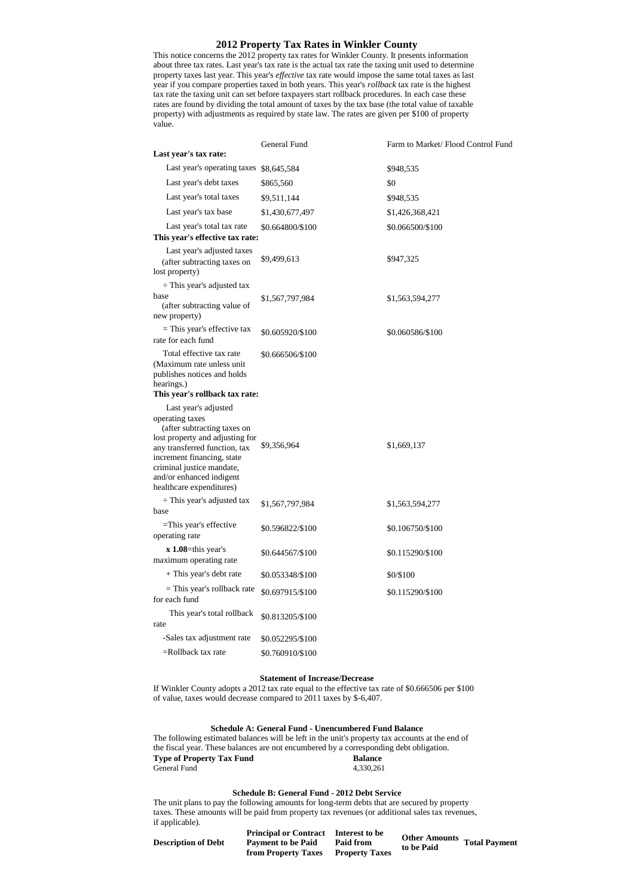# 2012 Property Tax Rates in Winkler County

This notice concerns the 2012 property tax rates for Winkler County. It presents information about three tax rates. Last year's tax rate is the actual tax rate the taxing unit used to determine property taxes last year. This year's *effective* tax rate would impose the same total taxes as last year if you compare properties taxed in both years. This year's *rollback* tax rate is the highest tax rate the taxing unit can set before taxpayers start rollback procedures. In each case these rates are found by dividing the total amount of taxes by the tax base (the total value of taxable property) with adjustments as required by state law. The rates are given per $100 of property value.

| | General Fund | Farm to Market/ Flood Control Fund |
|---|---|---|
| **Last year's tax rate:** | | |
| Last year's operating taxes | $8,645,584 | $948,535 |
| Last year's debt taxes | $865,560 | $0 |
| Last year's total taxes | $9,511,144 | $948,535 |
| Last year's tax base | $1,430,677,497 | $1,426,368,421 |
| Last year's total tax rate | $0.664800/$100 | $0.066500/$100 |
| **This year's effective tax rate:** | | |
| Last year's adjusted taxes (after subtracting taxes on lost property) | $9,499,613 | $947,325 |
| ÷ This year's adjusted tax base (after subtracting value of new property) | $1,567,797,984 | $1,563,594,277 |
| = This year's effective tax rate for each fund | $0.605920/$100 | $0.060586/$100 |
| Total effective tax rate (Maximum rate unless unit publishes notices and holds hearings.) | $0.666506/$100 | |
| **This year's rollback tax rate:** | | |
| Last year's adjusted operating taxes (after subtracting taxes on lost property and adjusting for any transferred function, tax increment financing, state criminal justice mandate, and/or enhanced indigent healthcare expenditures) | $9,356,964 | $1,669,137 |
| ÷ This year's adjusted tax base | $1,567,797,984 | $1,563,594,277 |
| =This year's effective operating rate | $0.596822/$100 | $0.106750/$100 |
| **x 1.08**=this year's maximum operating rate | $0.644567/$100 | $0.115290/$100 |
| + This year's debt rate | $0.053348/$100 | $0/$100 |
| = This year's rollback rate for each fund | $0.697915/$100 | $0.115290/$100 |
| This year's total rollback rate | $0.813205/$100 | |
| -Sales tax adjustment rate | $0.052295/$100 | |
| =Rollback tax rate | $0.760910/$100 | |

### Statement of Increase/Decrease

If Winkler County adopts a 2012 tax rate equal to the effective tax rate of $0.666506 per $100 of value, taxes would decrease compared to 2011 taxes by $-6,407.

### Schedule A: General Fund - Unencumbered Fund Balance

The following estimated balances will be left in the unit's property tax accounts at the end of the fiscal year. These balances are not encumbered by a corresponding debt obligation.

| Type of Property Tax Fund | Balance |
|---|---|
| General Fund | 4,330,261 |

### Schedule B: General Fund - 2012 Debt Service

The unit plans to pay the following amounts for long-term debts that are secured by property taxes. These amounts will be paid from property tax revenues (or additional sales tax revenues, if applicable).

| Description of Debt | Principal or Contract Payment to be Paid from Property Taxes | Interest to be Paid from Property Taxes | Other Amounts to be Paid | Total Payment |
|---|---|---|---|---|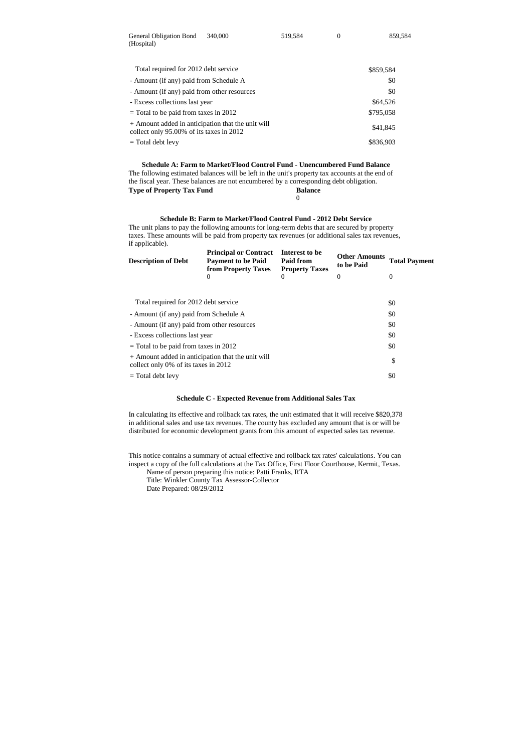| | | | | |
|---|---|---|---|---|
| General Obligation Bond (Hospital) | 340,000 | 519,584 | 0 | 859,584 |

| | |
|---|---|
| Total required for 2012 debt service | $859,584 |
| - Amount (if any) paid from Schedule A | $0 |
| - Amount (if any) paid from other resources | $0 |
| - Excess collections last year | $64,526 |
| = Total to be paid from taxes in 2012 | $795,058 |
| + Amount added in anticipation that the unit will collect only 95.00% of its taxes in 2012 | $41,845 |
| = Total debt levy | $836,903 |

**Schedule A: Farm to Market/Flood Control Fund - Unencumbered Fund Balance**

The following estimated balances will be left in the unit's property tax accounts at the end of the fiscal year. These balances are not encumbered by a corresponding debt obligation.

| Type of Property Tax Fund | Balance |
|---|---|
| | 0 |

**Schedule B: Farm to Market/Flood Control Fund - 2012 Debt Service**

The unit plans to pay the following amounts for long-term debts that are secured by property taxes. These amounts will be paid from property tax revenues (or additional sales tax revenues, if applicable).

| Description of Debt | Principal or Contract Payment to be Paid from Property Taxes | Interest to be Paid from Property Taxes | Other Amounts to be Paid | Total Payment |
|---|---|---|---|---|
| | 0 | 0 | 0 | 0 |

| | |
|---|---|
| Total required for 2012 debt service | $0 |
| - Amount (if any) paid from Schedule A | $0 |
| - Amount (if any) paid from other resources | $0 |
| - Excess collections last year | $0 |
| = Total to be paid from taxes in 2012 | $0 |
| + Amount added in anticipation that the unit will collect only 0% of its taxes in 2012 | $ |
| = Total debt levy | $0 |

**Schedule C - Expected Revenue from Additional Sales Tax**

In calculating its effective and rollback tax rates, the unit estimated that it will receive $820,378 in additional sales and use tax revenues. The county has excluded any amount that is or will be distributed for economic development grants from this amount of expected sales tax revenue.

This notice contains a summary of actual effective and rollback tax rates' calculations. You can inspect a copy of the full calculations at the Tax Office, First Floor Courthouse, Kermit, Texas.

Name of person preparing this notice: Patti Franks, RTA

Title: Winkler County Tax Assessor-Collector

Date Prepared: 08/29/2012